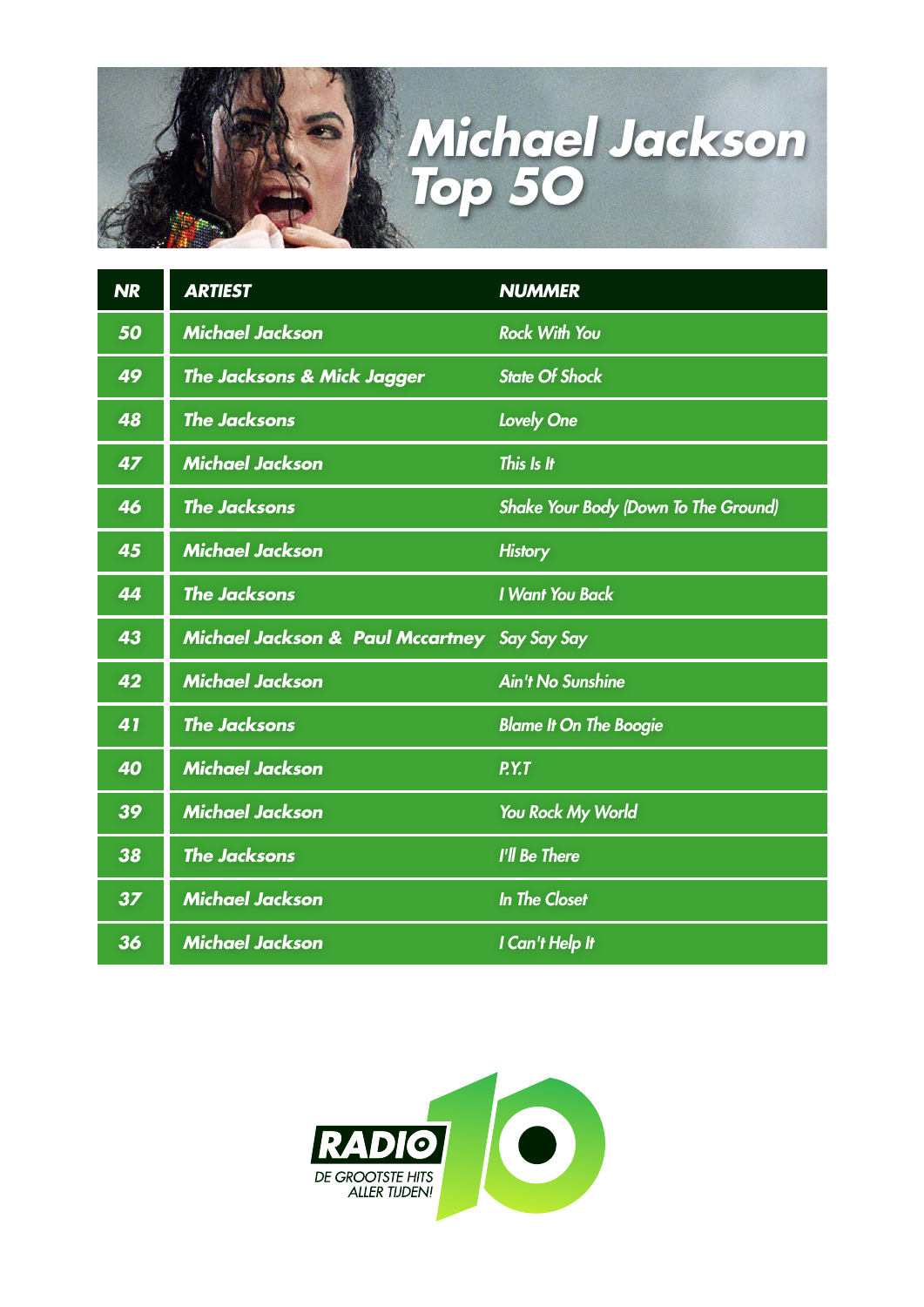# Michael Jackson Top 50

| NR | ARTIEST | NUMMER |
|---|---|---|
| 50 | Michael Jackson | Rock With You |
| 49 | The Jacksons & Mick Jagger | State Of Shock |
| 48 | The Jacksons | Lovely One |
| 47 | Michael Jackson | This Is It |
| 46 | The Jacksons | Shake Your Body (Down To The Ground) |
| 45 | Michael Jackson | History |
| 44 | The Jacksons | I Want You Back |
| 43 | Michael Jackson & Paul Mccartney | Say Say Say |
| 42 | Michael Jackson | Ain't No Sunshine |
| 41 | The Jacksons | Blame It On The Boogie |
| 40 | Michael Jackson | P.Y.T |
| 39 | Michael Jackson | You Rock My World |
| 38 | The Jacksons | I'll Be There |
| 37 | Michael Jackson | In The Closet |
| 36 | Michael Jackson | I Can't Help It |

RADIO 10
DE GROOTSTE HITS ALLER TIJDEN!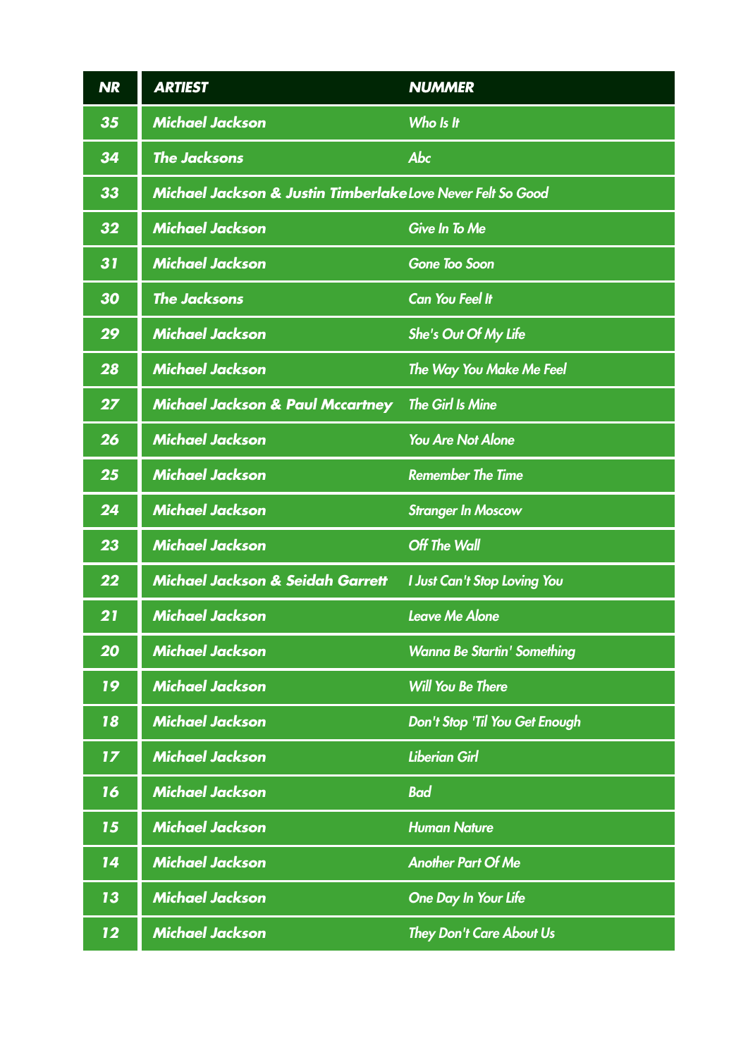| NR | ARTIEST | NUMMER |
|---|---|---|
| 35 | Michael Jackson | Who Is It |
| 34 | The Jacksons | Abc |
| 33 | Michael Jackson & Justin Timberlake | Love Never Felt So Good |
| 32 | Michael Jackson | Give In To Me |
| 31 | Michael Jackson | Gone Too Soon |
| 30 | The Jacksons | Can You Feel It |
| 29 | Michael Jackson | She's Out Of My Life |
| 28 | Michael Jackson | The Way You Make Me Feel |
| 27 | Michael Jackson & Paul Mccartney | The Girl Is Mine |
| 26 | Michael Jackson | You Are Not Alone |
| 25 | Michael Jackson | Remember The Time |
| 24 | Michael Jackson | Stranger In Moscow |
| 23 | Michael Jackson | Off The Wall |
| 22 | Michael Jackson & Seidah Garrett | I Just Can't Stop Loving You |
| 21 | Michael Jackson | Leave Me Alone |
| 20 | Michael Jackson | Wanna Be Startin' Something |
| 19 | Michael Jackson | Will You Be There |
| 18 | Michael Jackson | Don't Stop 'Til You Get Enough |
| 17 | Michael Jackson | Liberian Girl |
| 16 | Michael Jackson | Bad |
| 15 | Michael Jackson | Human Nature |
| 14 | Michael Jackson | Another Part Of Me |
| 13 | Michael Jackson | One Day In Your Life |
| 12 | Michael Jackson | They Don't Care About Us |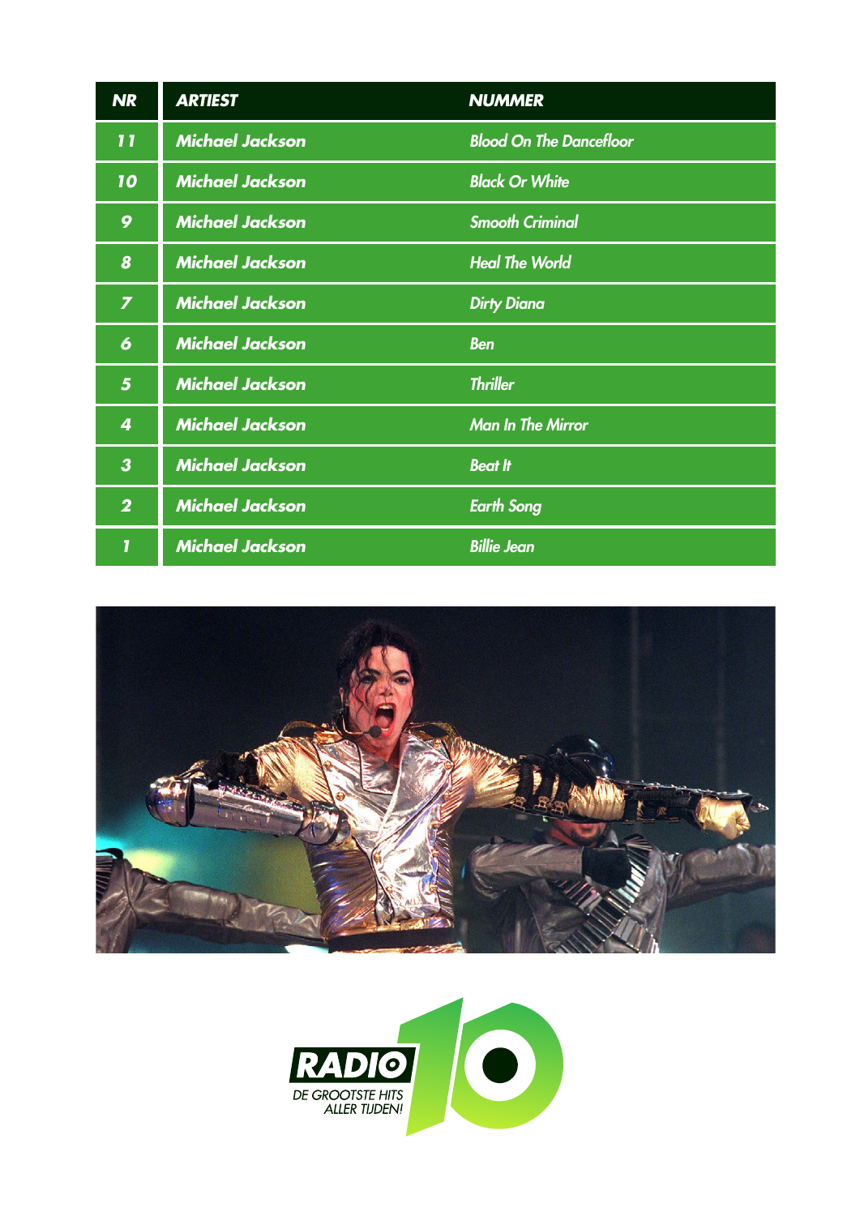| NR | ARTIEST | NUMMER |
|---|---|---|
| 11 | Michael Jackson | Blood On The Dancefloor |
| 10 | Michael Jackson | Black Or White |
| 9 | Michael Jackson | Smooth Criminal |
| 8 | Michael Jackson | Heal The World |
| 7 | Michael Jackson | Dirty Diana |
| 6 | Michael Jackson | Ben |
| 5 | Michael Jackson | Thriller |
| 4 | Michael Jackson | Man In The Mirror |
| 3 | Michael Jackson | Beat It |
| 2 | Michael Jackson | Earth Song |
| 1 | Michael Jackson | Billie Jean |

RADIO 10
DE GROOTSTE HITS ALLER TIJDEN!